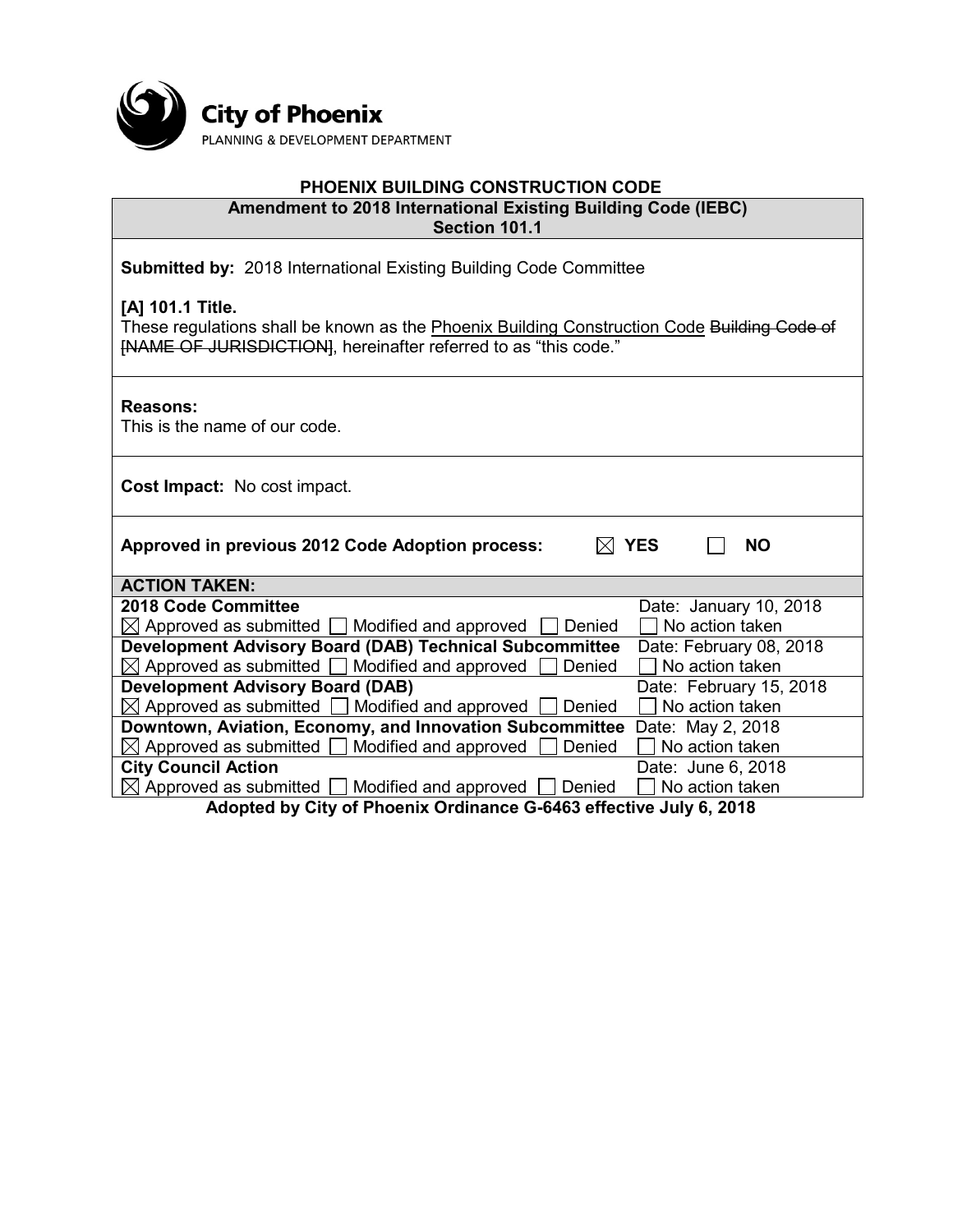City of Phoenix
PLANNING & DEVELOPMENT DEPARTMENT

# PHOENIX BUILDING CONSTRUCTION CODE

## Amendment to 2018 International Existing Building Code (IEBC) Section 101.1

**Submitted by:** 2018 International Existing Building Code Committee

**[A] 101.1 Title.**
These regulations shall be known as the <u>Phoenix Building Construction Code</u> ~~Building Code of [NAME OF JURISDICTION]~~, hereinafter referred to as "this code."

**Reasons:**
This is the name of our code.

**Cost Impact:** No cost impact.

**Approved in previous 2012 Code Adoption process:** ☒ YES ☐ NO

**ACTION TAKEN:**

| Body | Action | Date |
|---|---|---|
| **2018 Code Committee** | ☒ Approved as submitted ☐ Modified and approved ☐ Denied ☐ No action taken | Date: January 10, 2018 |
| **Development Advisory Board (DAB) Technical Subcommittee** | ☒ Approved as submitted ☐ Modified and approved ☐ Denied ☐ No action taken | Date: February 08, 2018 |
| **Development Advisory Board (DAB)** | ☒ Approved as submitted ☐ Modified and approved ☐ Denied ☐ No action taken | Date: February 15, 2018 |
| **Downtown, Aviation, Economy, and Innovation Subcommittee** | ☒ Approved as submitted ☐ Modified and approved ☐ Denied ☐ No action taken | Date: May 2, 2018 |
| **City Council Action** | ☒ Approved as submitted ☐ Modified and approved ☐ Denied ☐ No action taken | Date: June 6, 2018 |

**Adopted by City of Phoenix Ordinance G-6463 effective July 6, 2018**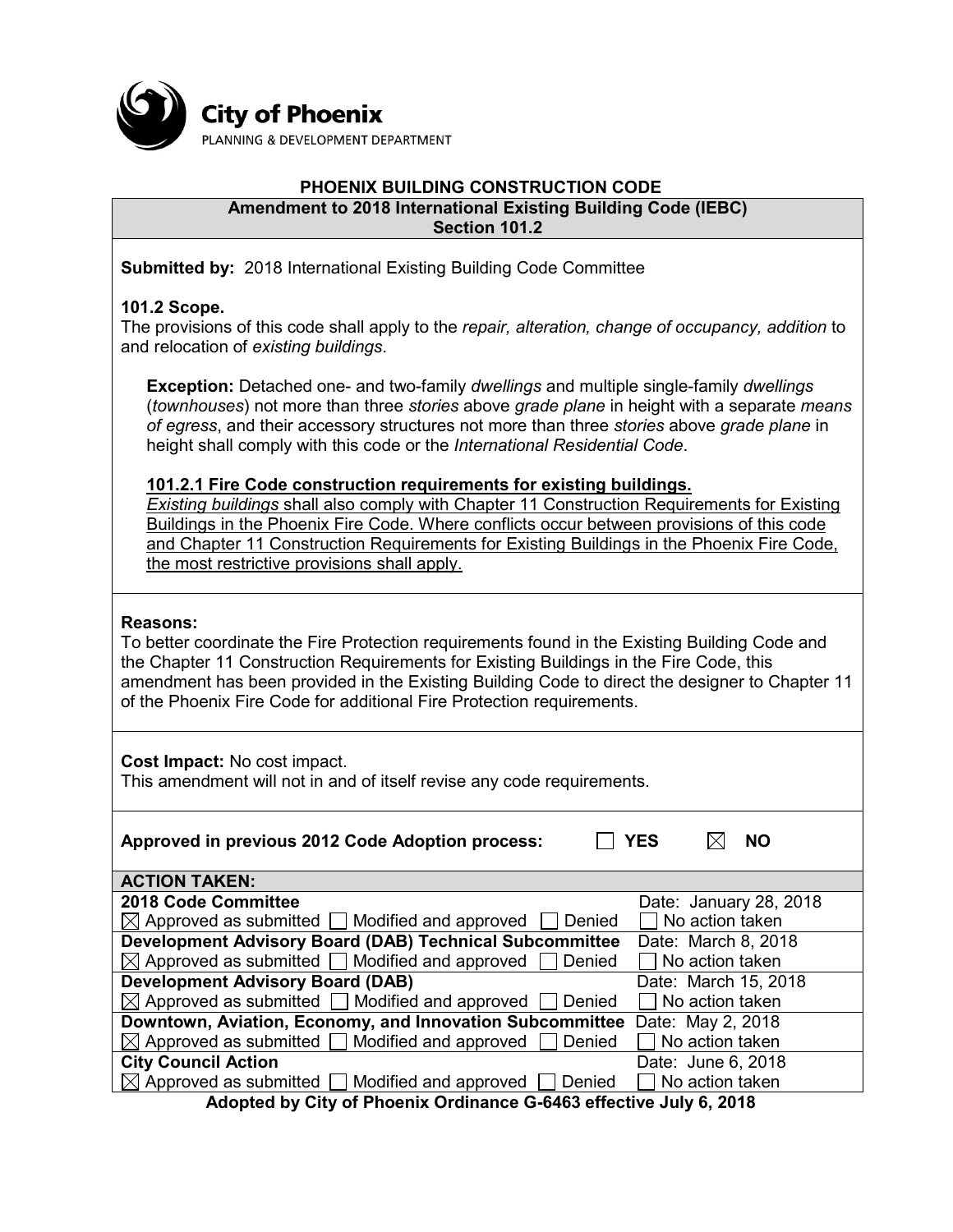City of Phoenix
PLANNING & DEVELOPMENT DEPARTMENT

## PHOENIX BUILDING CONSTRUCTION CODE

### Amendment to 2018 International Existing Building Code (IEBC)
### Section 101.2

**Submitted by:** 2018 International Existing Building Code Committee

**101.2 Scope.**
The provisions of this code shall apply to the *repair, alteration, change of occupancy, addition* to and relocation of *existing buildings*.

> **Exception:** Detached one- and two-family *dwellings* and multiple single-family *dwellings* (*townhouses*) not more than three *stories* above *grade plane* in height with a separate *means of egress*, and their accessory structures not more than three *stories* above *grade plane* in height shall comply with this code or the *International Residential Code*.
>
> <u>**101.2.1 Fire Code construction requirements for existing buildings.**</u>
> <u>*Existing buildings* shall also comply with Chapter 11 Construction Requirements for Existing Buildings in the Phoenix Fire Code. Where conflicts occur between provisions of this code and Chapter 11 Construction Requirements for Existing Buildings in the Phoenix Fire Code, the most restrictive provisions shall apply.</u>

**Reasons:**
To better coordinate the Fire Protection requirements found in the Existing Building Code and the Chapter 11 Construction Requirements for Existing Buildings in the Fire Code, this amendment has been provided in the Existing Building Code to direct the designer to Chapter 11 of the Phoenix Fire Code for additional Fire Protection requirements.

**Cost Impact:** No cost impact.
This amendment will not in and of itself revise any code requirements.

**Approved in previous 2012 Code Adoption process:** ☐ **YES** ☒ **NO**

| **ACTION TAKEN:** | |
|---|---|
| **2018 Code Committee** | Date: January 28, 2018 |
| ☒ Approved as submitted ☐ Modified and approved ☐ Denied | ☐ No action taken |
| **Development Advisory Board (DAB) Technical Subcommittee** | Date: March 8, 2018 |
| ☒ Approved as submitted ☐ Modified and approved ☐ Denied | ☐ No action taken |
| **Development Advisory Board (DAB)** | Date: March 15, 2018 |
| ☒ Approved as submitted ☐ Modified and approved ☐ Denied | ☐ No action taken |
| **Downtown, Aviation, Economy, and Innovation Subcommittee** | Date: May 2, 2018 |
| ☒ Approved as submitted ☐ Modified and approved ☐ Denied | ☐ No action taken |
| **City Council Action** | Date: June 6, 2018 |
| ☒ Approved as submitted ☐ Modified and approved ☐ Denied | ☐ No action taken |

**Adopted by City of Phoenix Ordinance G-6463 effective July 6, 2018**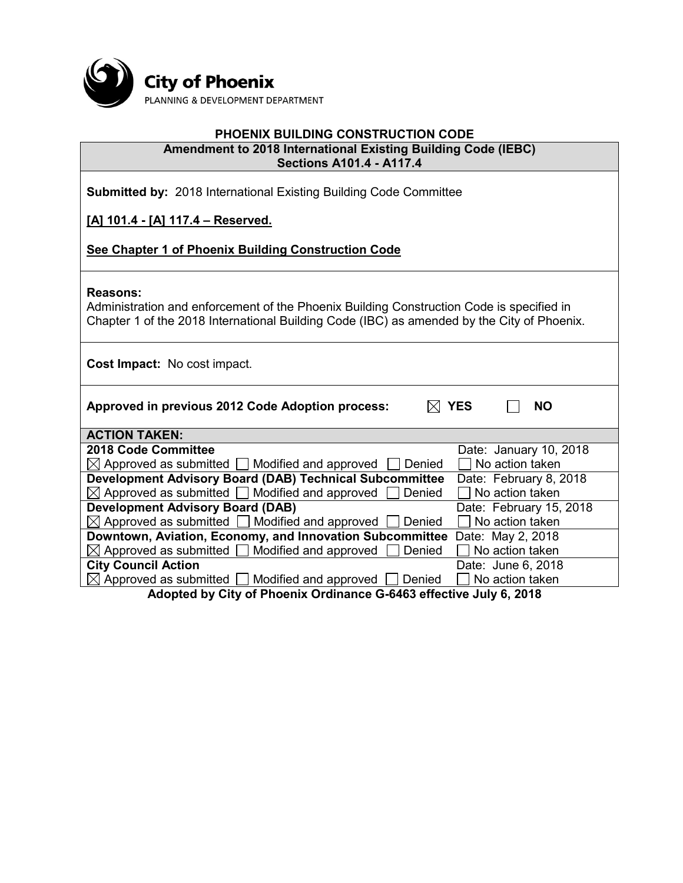**City of Phoenix**
PLANNING & DEVELOPMENT DEPARTMENT

## PHOENIX BUILDING CONSTRUCTION CODE

**Amendment to 2018 International Existing Building Code (IEBC)**
**Sections A101.4 - A117.4**

**Submitted by:** 2018 International Existing Building Code Committee

**[A] 101.4 - [A] 117.4 – Reserved.**

**See Chapter 1 of Phoenix Building Construction Code**

**Reasons:**
Administration and enforcement of the Phoenix Building Construction Code is specified in Chapter 1 of the 2018 International Building Code (IBC) as amended by the City of Phoenix.

**Cost Impact:** No cost impact.

**Approved in previous 2012 Code Adoption process:** ☒ YES ☐ NO

| ACTION TAKEN: | |
|---|---|
| **2018 Code Committee** | Date: January 10, 2018 |
| ☒ Approved as submitted ☐ Modified and approved ☐ Denied | ☐ No action taken |
| **Development Advisory Board (DAB) Technical Subcommittee** | Date: February 8, 2018 |
| ☒ Approved as submitted ☐ Modified and approved ☐ Denied | ☐ No action taken |
| **Development Advisory Board (DAB)** | Date: February 15, 2018 |
| ☒ Approved as submitted ☐ Modified and approved ☐ Denied | ☐ No action taken |
| **Downtown, Aviation, Economy, and Innovation Subcommittee** | Date: May 2, 2018 |
| ☒ Approved as submitted ☐ Modified and approved ☐ Denied | ☐ No action taken |
| **City Council Action** | Date: June 6, 2018 |
| ☒ Approved as submitted ☐ Modified and approved ☐ Denied | ☐ No action taken |

**Adopted by City of Phoenix Ordinance G-6463 effective July 6, 2018**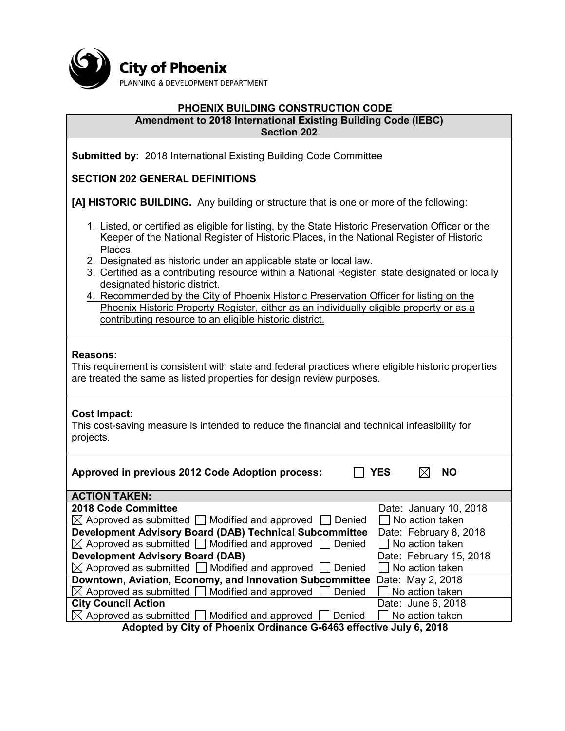**City of Phoenix**
PLANNING & DEVELOPMENT DEPARTMENT

# PHOENIX BUILDING CONSTRUCTION CODE

## Amendment to 2018 International Existing Building Code (IEBC) Section 202

**Submitted by:** 2018 International Existing Building Code Committee

**SECTION 202 GENERAL DEFINITIONS**

**[A] HISTORIC BUILDING.** Any building or structure that is one or more of the following:

1. Listed, or certified as eligible for listing, by the State Historic Preservation Officer or the Keeper of the National Register of Historic Places, in the National Register of Historic Places.
2. Designated as historic under an applicable state or local law.
3. Certified as a contributing resource within a National Register, state designated or locally designated historic district.
4. <u>Recommended by the City of Phoenix Historic Preservation Officer for listing on the Phoenix Historic Property Register, either as an individually eligible property or as a contributing resource to an eligible historic district.</u>

**Reasons:**
This requirement is consistent with state and federal practices where eligible historic properties are treated the same as listed properties for design review purposes.

**Cost Impact:**
This cost-saving measure is intended to reduce the financial and technical infeasibility for projects.

**Approved in previous 2012 Code Adoption process:** ☐ **YES** ☒ **NO**

| ACTION TAKEN: | |
|---|---|
| **2018 Code Committee** | Date: January 10, 2018 |
| ☒ Approved as submitted ☐ Modified and approved ☐ Denied | ☐ No action taken |
| **Development Advisory Board (DAB) Technical Subcommittee** | Date: February 8, 2018 |
| ☒ Approved as submitted ☐ Modified and approved ☐ Denied | ☐ No action taken |
| **Development Advisory Board (DAB)** | Date: February 15, 2018 |
| ☒ Approved as submitted ☐ Modified and approved ☐ Denied | ☐ No action taken |
| **Downtown, Aviation, Economy, and Innovation Subcommittee** | Date: May 2, 2018 |
| ☒ Approved as submitted ☐ Modified and approved ☐ Denied | ☐ No action taken |
| **City Council Action** | Date: June 6, 2018 |
| ☒ Approved as submitted ☐ Modified and approved ☐ Denied | ☐ No action taken |

**Adopted by City of Phoenix Ordinance G-6463 effective July 6, 2018**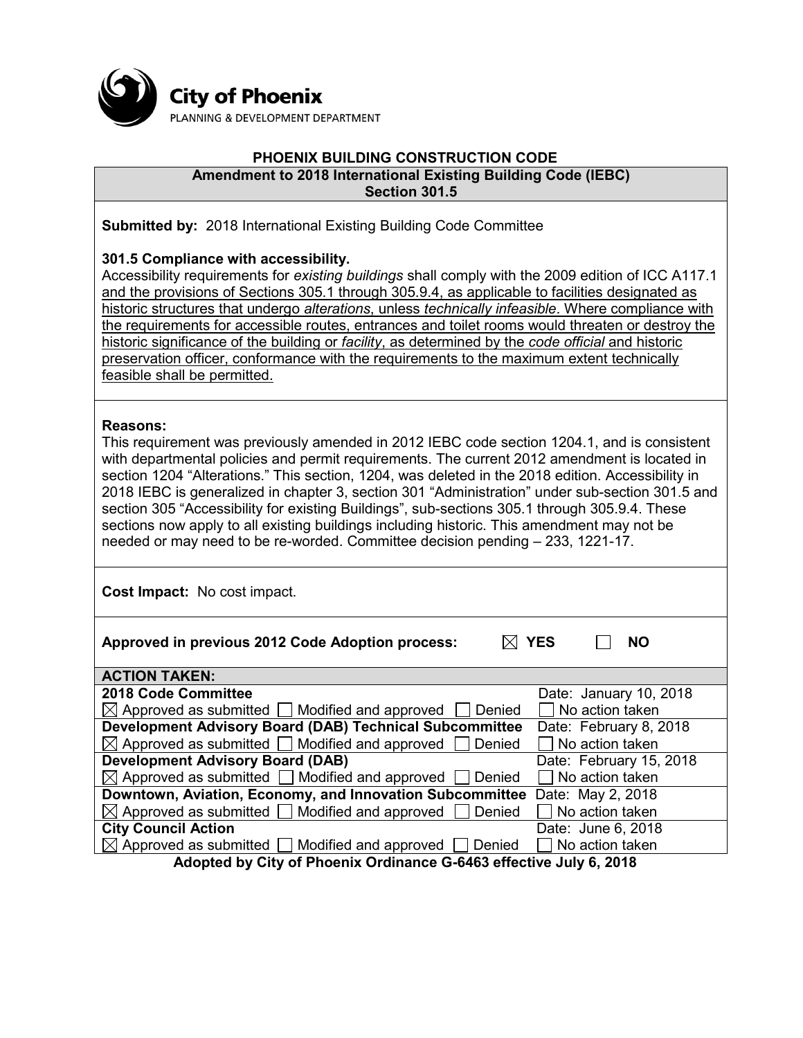City of Phoenix
PLANNING & DEVELOPMENT DEPARTMENT

# PHOENIX BUILDING CONSTRUCTION CODE

## Amendment to 2018 International Existing Building Code (IEBC) Section 301.5

**Submitted by:** 2018 International Existing Building Code Committee

**301.5 Compliance with accessibility.**
Accessibility requirements for *existing buildings* shall comply with the 2009 edition of ICC A117.1 <u>and the provisions of Sections 305.1 through 305.9.4, as applicable to facilities designated as historic structures that undergo *alterations*, unless *technically infeasible*. Where compliance with the requirements for accessible routes, entrances and toilet rooms would threaten or destroy the historic significance of the building or *facility*, as determined by the *code official* and historic preservation officer, conformance with the requirements to the maximum extent technically feasible shall be permitted.</u>

**Reasons:**
This requirement was previously amended in 2012 IEBC code section 1204.1, and is consistent with departmental policies and permit requirements. The current 2012 amendment is located in section 1204 "Alterations." This section, 1204, was deleted in the 2018 edition. Accessibility in 2018 IEBC is generalized in chapter 3, section 301 "Administration" under sub-section 301.5 and section 305 "Accessibility for existing Buildings", sub-sections 305.1 through 305.9.4. These sections now apply to all existing buildings including historic. This amendment may not be needed or may need to be re-worded. Committee decision pending – 233, 1221-17.

**Cost Impact:** No cost impact.

**Approved in previous 2012 Code Adoption process:** ☒ YES ☐ NO

| ACTION TAKEN: | |
|---|---|
| **2018 Code Committee** | Date: January 10, 2018 |
| ☒ Approved as submitted ☐ Modified and approved ☐ Denied | ☐ No action taken |
| **Development Advisory Board (DAB) Technical Subcommittee** | Date: February 8, 2018 |
| ☒ Approved as submitted ☐ Modified and approved ☐ Denied | ☐ No action taken |
| **Development Advisory Board (DAB)** | Date: February 15, 2018 |
| ☒ Approved as submitted ☐ Modified and approved ☐ Denied | ☐ No action taken |
| **Downtown, Aviation, Economy, and Innovation Subcommittee** | Date: May 2, 2018 |
| ☒ Approved as submitted ☐ Modified and approved ☐ Denied | ☐ No action taken |
| **City Council Action** | Date: June 6, 2018 |
| ☒ Approved as submitted ☐ Modified and approved ☐ Denied | ☐ No action taken |

**Adopted by City of Phoenix Ordinance G-6463 effective July 6, 2018**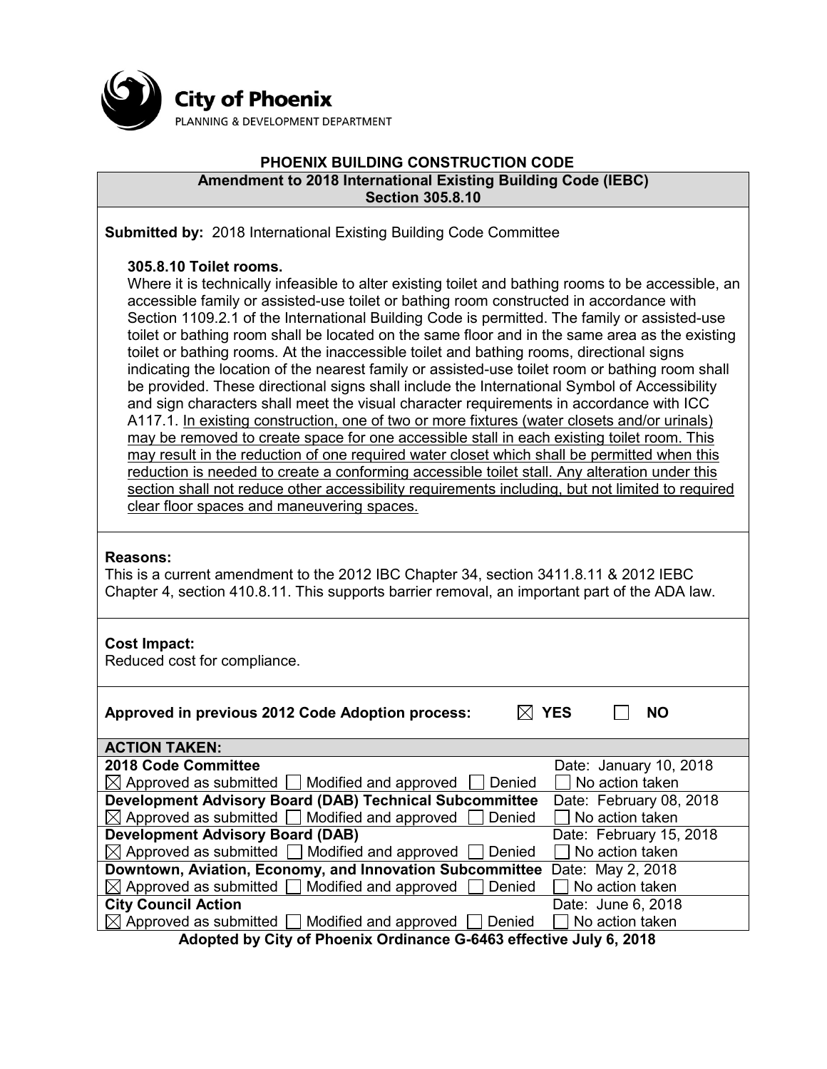City of Phoenix
PLANNING & DEVELOPMENT DEPARTMENT

# PHOENIX BUILDING CONSTRUCTION CODE

## Amendment to 2018 International Existing Building Code (IEBC) Section 305.8.10

**Submitted by:** 2018 International Existing Building Code Committee

**305.8.10 Toilet rooms.**
Where it is technically infeasible to alter existing toilet and bathing rooms to be accessible, an accessible family or assisted-use toilet or bathing room constructed in accordance with Section 1109.2.1 of the International Building Code is permitted. The family or assisted-use toilet or bathing room shall be located on the same floor and in the same area as the existing toilet or bathing rooms. At the inaccessible toilet and bathing rooms, directional signs indicating the location of the nearest family or assisted-use toilet room or bathing room shall be provided. These directional signs shall include the International Symbol of Accessibility and sign characters shall meet the visual character requirements in accordance with ICC A117.1. <u>In existing construction, one of two or more fixtures (water closets and/or urinals) may be removed to create space for one accessible stall in each existing toilet room. This may result in the reduction of one required water closet which shall be permitted when this reduction is needed to create a conforming accessible toilet stall. Any alteration under this section shall not reduce other accessibility requirements including, but not limited to required clear floor spaces and maneuvering spaces.</u>

**Reasons:**
This is a current amendment to the 2012 IBC Chapter 34, section 3411.8.11 & 2012 IEBC Chapter 4, section 410.8.11. This supports barrier removal, an important part of the ADA law.

**Cost Impact:**
Reduced cost for compliance.

**Approved in previous 2012 Code Adoption process:** ☒ YES ☐ NO

| ACTION TAKEN: | |
|---|---|
| **2018 Code Committee** | Date: January 10, 2018 |
| ☒ Approved as submitted ☐ Modified and approved ☐ Denied | ☐ No action taken |
| **Development Advisory Board (DAB) Technical Subcommittee** | Date: February 08, 2018 |
| ☒ Approved as submitted ☐ Modified and approved ☐ Denied | ☐ No action taken |
| **Development Advisory Board (DAB)** | Date: February 15, 2018 |
| ☒ Approved as submitted ☐ Modified and approved ☐ Denied | ☐ No action taken |
| **Downtown, Aviation, Economy, and Innovation Subcommittee** | Date: May 2, 2018 |
| ☒ Approved as submitted ☐ Modified and approved ☐ Denied | ☐ No action taken |
| **City Council Action** | Date: June 6, 2018 |
| ☒ Approved as submitted ☐ Modified and approved ☐ Denied | ☐ No action taken |

**Adopted by City of Phoenix Ordinance G-6463 effective July 6, 2018**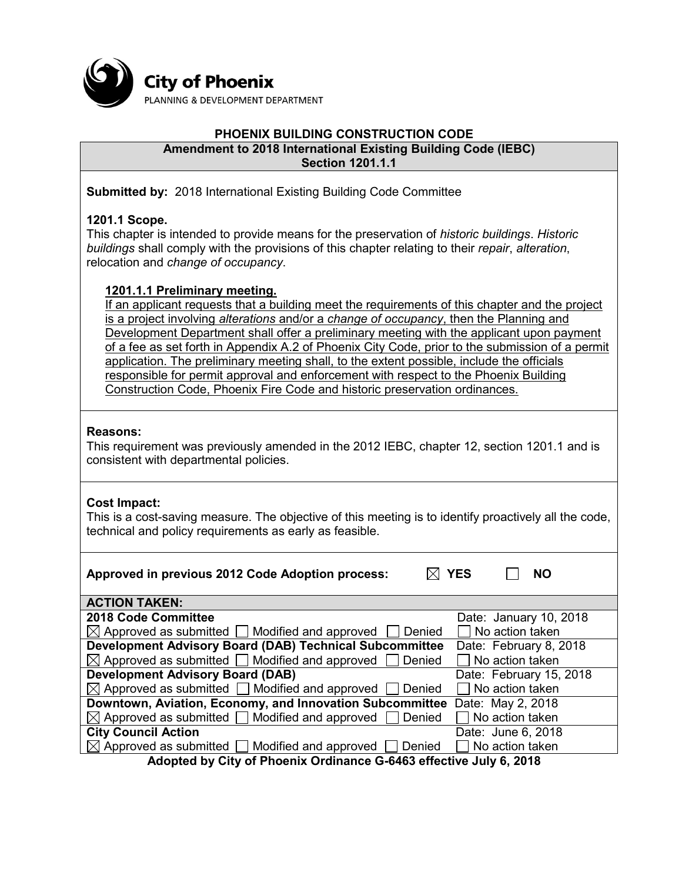**City of Phoenix**
PLANNING & DEVELOPMENT DEPARTMENT

# PHOENIX BUILDING CONSTRUCTION CODE

## Amendment to 2018 International Existing Building Code (IEBC) Section 1201.1.1

**Submitted by:** 2018 International Existing Building Code Committee

**1201.1 Scope.**
This chapter is intended to provide means for the preservation of *historic buildings*. *Historic buildings* shall comply with the provisions of this chapter relating to their *repair*, *alteration*, relocation and *change of occupancy*.

<u>**1201.1.1 Preliminary meeting.**</u>
<u>If an applicant requests that a building meet the requirements of this chapter and the project is a project involving *alterations* and/or a *change of occupancy*, then the Planning and Development Department shall offer a preliminary meeting with the applicant upon payment of a fee as set forth in Appendix A.2 of Phoenix City Code, prior to the submission of a permit application. The preliminary meeting shall, to the extent possible, include the officials responsible for permit approval and enforcement with respect to the Phoenix Building Construction Code, Phoenix Fire Code and historic preservation ordinances.</u>

**Reasons:**
This requirement was previously amended in the 2012 IEBC, chapter 12, section 1201.1 and is consistent with departmental policies.

**Cost Impact:**
This is a cost-saving measure. The objective of this meeting is to identify proactively all the code, technical and policy requirements as early as feasible.

**Approved in previous 2012 Code Adoption process:** ☒ **YES** ☐ **NO**

| **ACTION TAKEN:** | |
|---|---|
| **2018 Code Committee** | Date: January 10, 2018 |
| ☒ Approved as submitted ☐ Modified and approved ☐ Denied | ☐ No action taken |
| **Development Advisory Board (DAB) Technical Subcommittee** | Date: February 8, 2018 |
| ☒ Approved as submitted ☐ Modified and approved ☐ Denied | ☐ No action taken |
| **Development Advisory Board (DAB)** | Date: February 15, 2018 |
| ☒ Approved as submitted ☐ Modified and approved ☐ Denied | ☐ No action taken |
| **Downtown, Aviation, Economy, and Innovation Subcommittee** | Date: May 2, 2018 |
| ☒ Approved as submitted ☐ Modified and approved ☐ Denied | ☐ No action taken |
| **City Council Action** | Date: June 6, 2018 |
| ☒ Approved as submitted ☐ Modified and approved ☐ Denied | ☐ No action taken |

**Adopted by City of Phoenix Ordinance G-6463 effective July 6, 2018**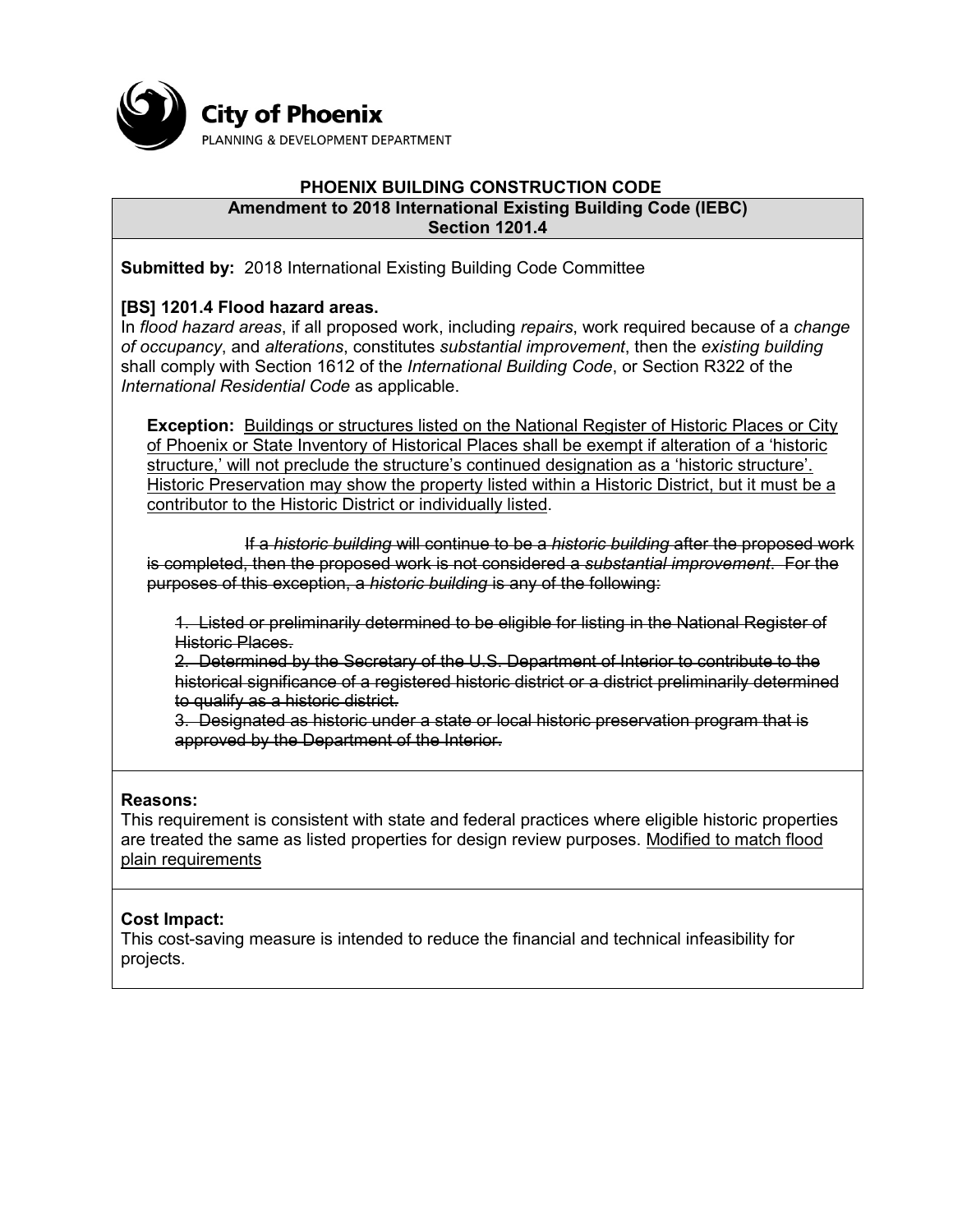City of Phoenix
PLANNING & DEVELOPMENT DEPARTMENT

**PHOENIX BUILDING CONSTRUCTION CODE**

**Amendment to 2018 International Existing Building Code (IEBC)**
**Section 1201.4**

**Submitted by:** 2018 International Existing Building Code Committee

**[BS] 1201.4 Flood hazard areas.**
In *flood hazard areas*, if all proposed work, including *repairs*, work required because of a *change of occupancy*, and *alterations*, constitutes *substantial improvement*, then the *existing building* shall comply with Section 1612 of the *International Building Code*, or Section R322 of the *International Residential Code* as applicable.

**Exception:** <u>Buildings or structures listed on the National Register of Historic Places or City of Phoenix or State Inventory of Historical Places shall be exempt if alteration of a 'historic structure,' will not preclude the structure's continued designation as a 'historic structure'. Historic Preservation may show the property listed within a Historic District, but it must be a contributor to the Historic District or individually listed</u>.

~~If a *historic building* will continue to be a *historic building* after the proposed work is completed, then the proposed work is not considered a *substantial improvement*. For the purposes of this exception, a *historic building* is any of the following:~~

~~1. Listed or preliminarily determined to be eligible for listing in the National Register of Historic Places.~~
~~2. Determined by the Secretary of the U.S. Department of Interior to contribute to the historical significance of a registered historic district or a district preliminarily determined to qualify as a historic district.~~
~~3. Designated as historic under a state or local historic preservation program that is approved by the Department of the Interior.~~

**Reasons:**
This requirement is consistent with state and federal practices where eligible historic properties are treated the same as listed properties for design review purposes. <u>Modified to match flood plain requirements</u>

**Cost Impact:**
This cost-saving measure is intended to reduce the financial and technical infeasibility for projects.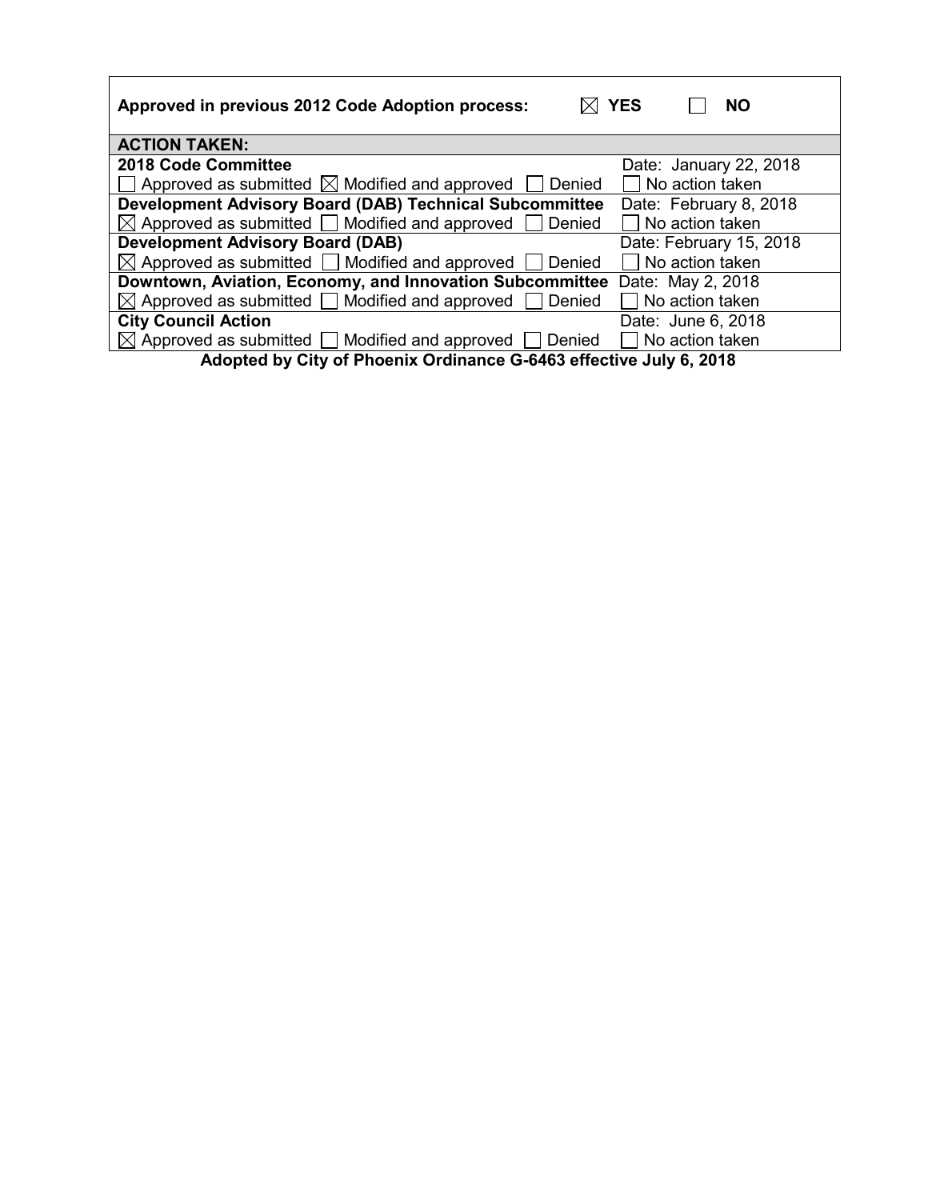**Approved in previous 2012 Code Adoption process:** ☒ **YES** ☐ **NO**

| **ACTION TAKEN:** | |
|---|---|
| **2018 Code Committee** | Date: January 22, 2018 |
| ☐ Approved as submitted ☒ Modified and approved ☐ Denied | ☐ No action taken |
| **Development Advisory Board (DAB) Technical Subcommittee** | Date: February 8, 2018 |
| ☒ Approved as submitted ☐ Modified and approved ☐ Denied | ☐ No action taken |
| **Development Advisory Board (DAB)** | Date: February 15, 2018 |
| ☒ Approved as submitted ☐ Modified and approved ☐ Denied | ☐ No action taken |
| **Downtown, Aviation, Economy, and Innovation Subcommittee** | Date: May 2, 2018 |
| ☒ Approved as submitted ☐ Modified and approved ☐ Denied | ☐ No action taken |
| **City Council Action** | Date: June 6, 2018 |
| ☒ Approved as submitted ☐ Modified and approved ☐ Denied | ☐ No action taken |

**Adopted by City of Phoenix Ordinance G-6463 effective July 6, 2018**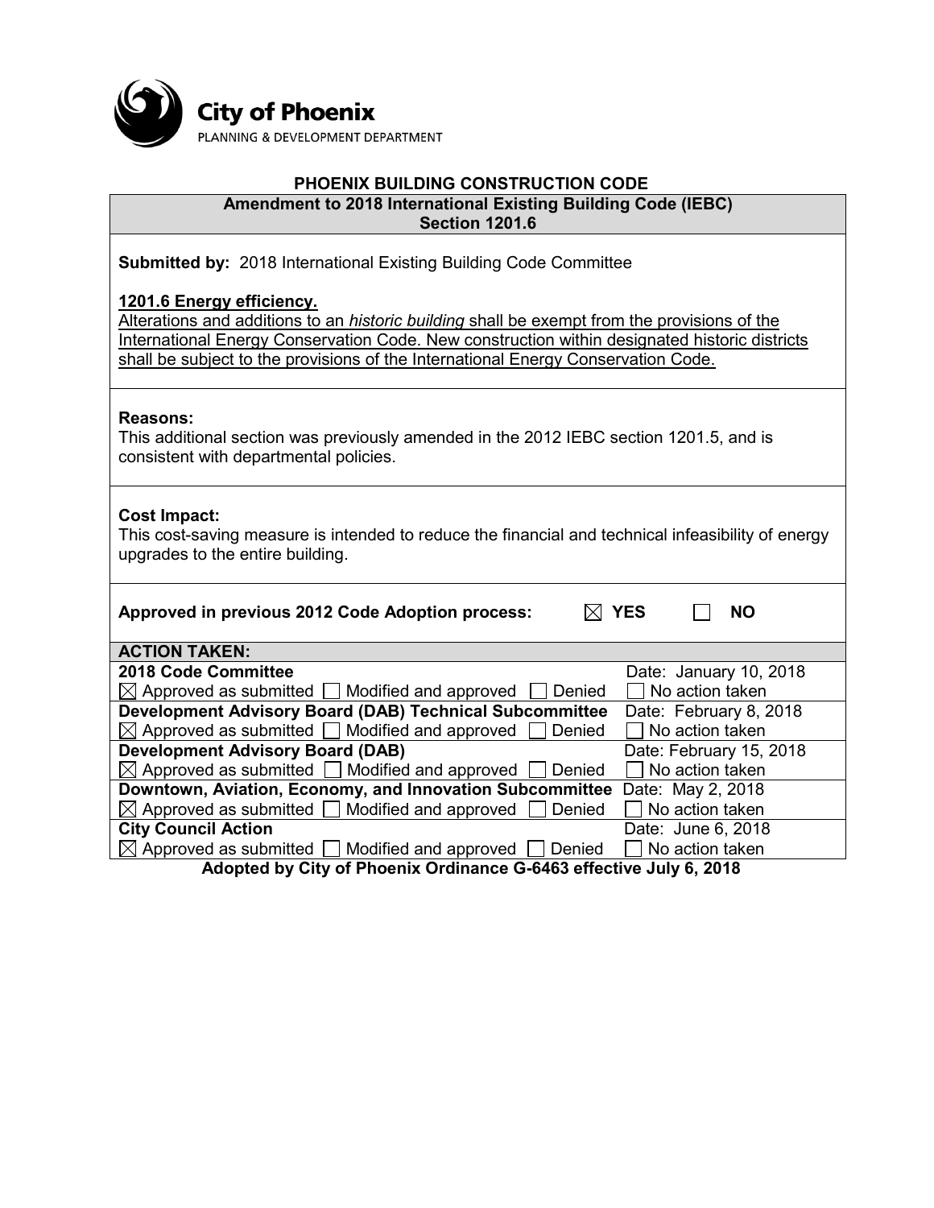**City of Phoenix**
PLANNING & DEVELOPMENT DEPARTMENT

## PHOENIX BUILDING CONSTRUCTION CODE

### Amendment to 2018 International Existing Building Code (IEBC) Section 1201.6

**Submitted by:** 2018 International Existing Building Code Committee

<u>**1201.6 Energy efficiency.**</u>
<u>Alterations and additions to an *historic building* shall be exempt from the provisions of the International Energy Conservation Code. New construction within designated historic districts shall be subject to the provisions of the International Energy Conservation Code.</u>

**Reasons:**
This additional section was previously amended in the 2012 IEBC section 1201.5, and is consistent with departmental policies.

**Cost Impact:**
This cost-saving measure is intended to reduce the financial and technical infeasibility of energy upgrades to the entire building.

**Approved in previous 2012 Code Adoption process:** ☒ **YES** ☐ **NO**

| **ACTION TAKEN:** | |
|---|---|
| **2018 Code Committee** | Date: January 10, 2018 |
| ☒ Approved as submitted ☐ Modified and approved ☐ Denied | ☐ No action taken |
| **Development Advisory Board (DAB) Technical Subcommittee** | Date: February 8, 2018 |
| ☒ Approved as submitted ☐ Modified and approved ☐ Denied | ☐ No action taken |
| **Development Advisory Board (DAB)** | Date: February 15, 2018 |
| ☒ Approved as submitted ☐ Modified and approved ☐ Denied | ☐ No action taken |
| **Downtown, Aviation, Economy, and Innovation Subcommittee** | Date: May 2, 2018 |
| ☒ Approved as submitted ☐ Modified and approved ☐ Denied | ☐ No action taken |
| **City Council Action** | Date: June 6, 2018 |
| ☒ Approved as submitted ☐ Modified and approved ☐ Denied | ☐ No action taken |

**Adopted by City of Phoenix Ordinance G-6463 effective July 6, 2018**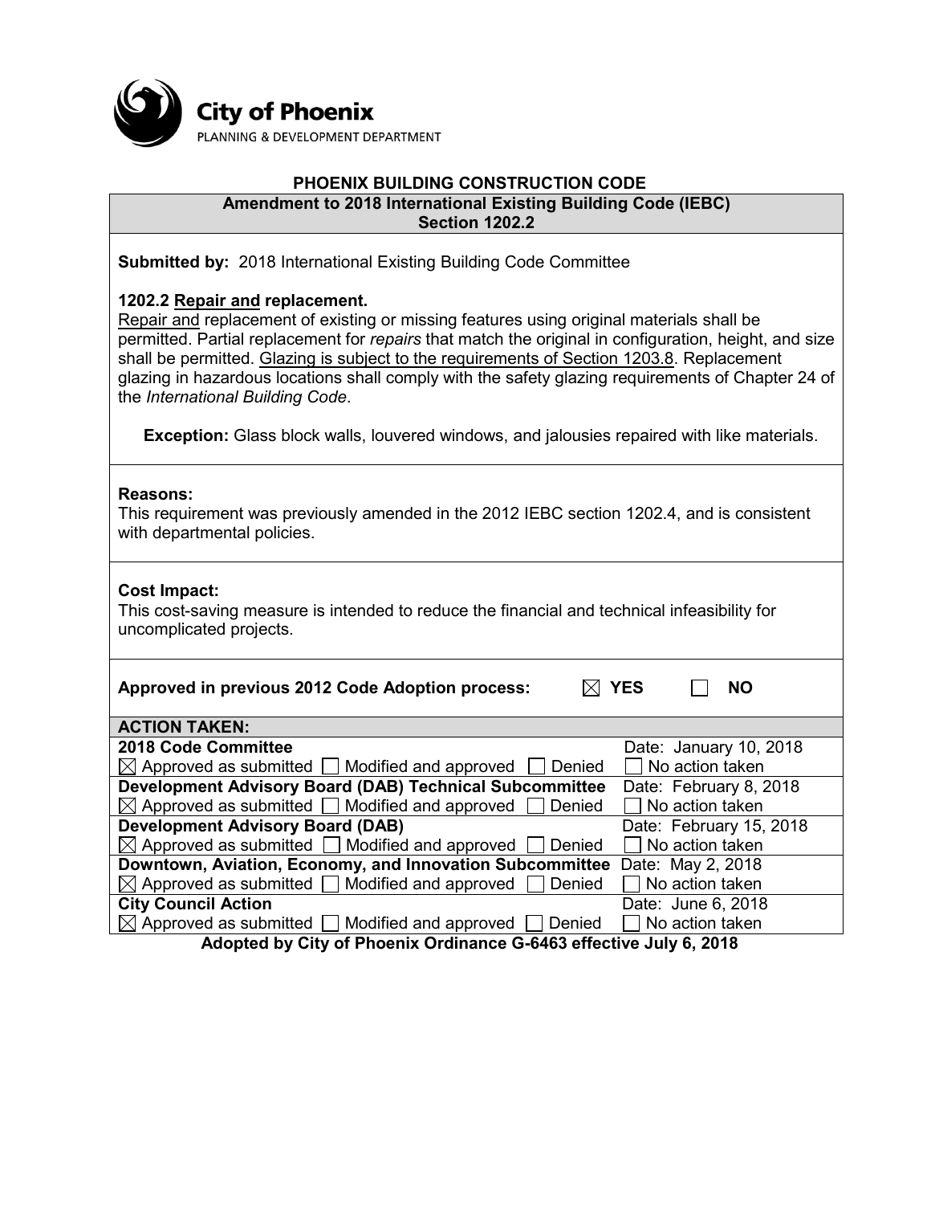City of Phoenix
PLANNING & DEVELOPMENT DEPARTMENT

# PHOENIX BUILDING CONSTRUCTION CODE

## Amendment to 2018 International Existing Building Code (IEBC) Section 1202.2

**Submitted by:** 2018 International Existing Building Code Committee

**1202.2 Repair and replacement.**
Repair and replacement of existing or missing features using original materials shall be permitted. Partial replacement for *repairs* that match the original in configuration, height, and size shall be permitted. Glazing is subject to the requirements of Section 1203.8. Replacement glazing in hazardous locations shall comply with the safety glazing requirements of Chapter 24 of the *International Building Code*.

**Exception:** Glass block walls, louvered windows, and jalousies repaired with like materials.

**Reasons:**
This requirement was previously amended in the 2012 IEBC section 1202.4, and is consistent with departmental policies.

**Cost Impact:**
This cost-saving measure is intended to reduce the financial and technical infeasibility for uncomplicated projects.

**Approved in previous 2012 Code Adoption process:** ☒ **YES** ☐ **NO**

| ACTION TAKEN: | |
|---|---|
| **2018 Code Committee** | Date: January 10, 2018 |
| ☒ Approved as submitted ☐ Modified and approved ☐ Denied | ☐ No action taken |
| **Development Advisory Board (DAB) Technical Subcommittee** | Date: February 8, 2018 |
| ☒ Approved as submitted ☐ Modified and approved ☐ Denied | ☐ No action taken |
| **Development Advisory Board (DAB)** | Date: February 15, 2018 |
| ☒ Approved as submitted ☐ Modified and approved ☐ Denied | ☐ No action taken |
| **Downtown, Aviation, Economy, and Innovation Subcommittee** | Date: May 2, 2018 |
| ☒ Approved as submitted ☐ Modified and approved ☐ Denied | ☐ No action taken |
| **City Council Action** | Date: June 6, 2018 |
| ☒ Approved as submitted ☐ Modified and approved ☐ Denied | ☐ No action taken |

**Adopted by City of Phoenix Ordinance G-6463 effective July 6, 2018**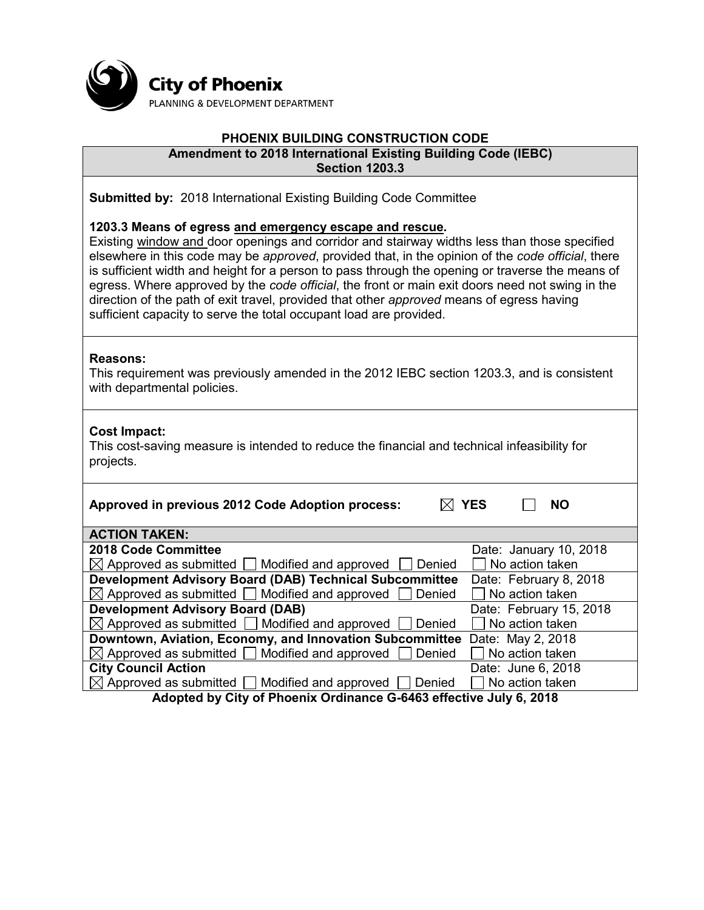City of Phoenix
PLANNING & DEVELOPMENT DEPARTMENT

## PHOENIX BUILDING CONSTRUCTION CODE

### Amendment to 2018 International Existing Building Code (IEBC) Section 1203.3

**Submitted by:** 2018 International Existing Building Code Committee

**1203.3 Means of egress <u>and emergency escape and rescue</u>.**
Existing <u>window and</u> door openings and corridor and stairway widths less than those specified elsewhere in this code may be *approved*, provided that, in the opinion of the *code official*, there is sufficient width and height for a person to pass through the opening or traverse the means of egress. Where approved by the *code official*, the front or main exit doors need not swing in the direction of the path of exit travel, provided that other *approved* means of egress having sufficient capacity to serve the total occupant load are provided.

**Reasons:**
This requirement was previously amended in the 2012 IEBC section 1203.3, and is consistent with departmental policies.

**Cost Impact:**
This cost-saving measure is intended to reduce the financial and technical infeasibility for projects.

**Approved in previous 2012 Code Adoption process:** ☒ **YES** ☐ **NO**

| **ACTION TAKEN:** | |
|---|---|
| **2018 Code Committee** | Date: January 10, 2018 |
| ☒ Approved as submitted ☐ Modified and approved ☐ Denied | ☐ No action taken |
| **Development Advisory Board (DAB) Technical Subcommittee** | Date: February 8, 2018 |
| ☒ Approved as submitted ☐ Modified and approved ☐ Denied | ☐ No action taken |
| **Development Advisory Board (DAB)** | Date: February 15, 2018 |
| ☒ Approved as submitted ☐ Modified and approved ☐ Denied | ☐ No action taken |
| **Downtown, Aviation, Economy, and Innovation Subcommittee** | Date: May 2, 2018 |
| ☒ Approved as submitted ☐ Modified and approved ☐ Denied | ☐ No action taken |
| **City Council Action** | Date: June 6, 2018 |
| ☒ Approved as submitted ☐ Modified and approved ☐ Denied | ☐ No action taken |

**Adopted by City of Phoenix Ordinance G-6463 effective July 6, 2018**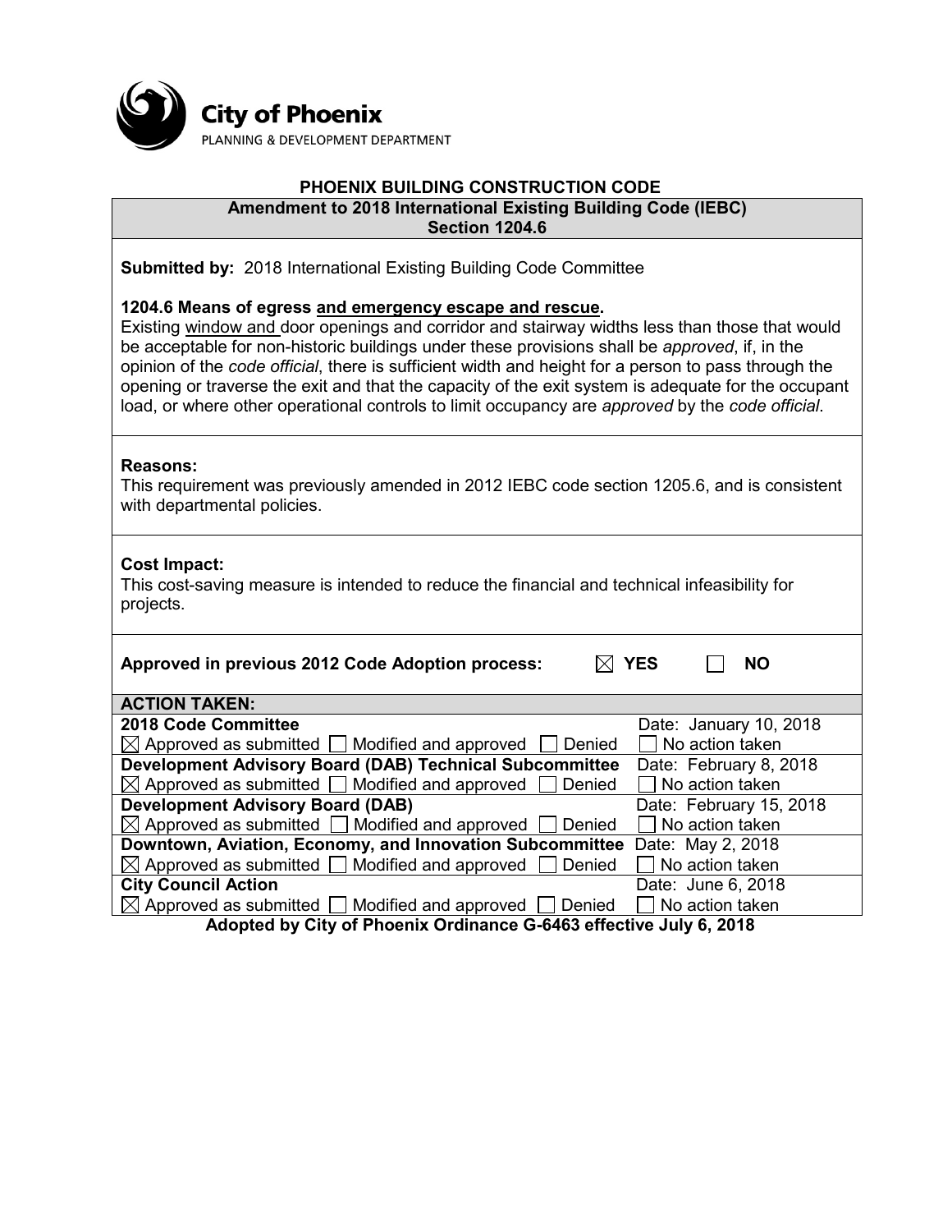City of Phoenix
PLANNING & DEVELOPMENT DEPARTMENT

# PHOENIX BUILDING CONSTRUCTION CODE

## Amendment to 2018 International Existing Building Code (IEBC) Section 1204.6

**Submitted by:** 2018 International Existing Building Code Committee

**1204.6 Means of egress <u>and emergency escape and rescue</u>.**
Existing <u>window and</u> door openings and corridor and stairway widths less than those that would be acceptable for non-historic buildings under these provisions shall be *approved*, if, in the opinion of the *code official*, there is sufficient width and height for a person to pass through the opening or traverse the exit and that the capacity of the exit system is adequate for the occupant load, or where other operational controls to limit occupancy are *approved* by the *code official*.

**Reasons:**
This requirement was previously amended in 2012 IEBC code section 1205.6, and is consistent with departmental policies.

**Cost Impact:**
This cost-saving measure is intended to reduce the financial and technical infeasibility for projects.

**Approved in previous 2012 Code Adoption process:** ☒ **YES** ☐ **NO**

**ACTION TAKEN:**

| Body | Action | Date |
|---|---|---|
| **2018 Code Committee** | ☒ Approved as submitted ☐ Modified and approved ☐ Denied ☐ No action taken | Date: January 10, 2018 |
| **Development Advisory Board (DAB) Technical Subcommittee** | ☒ Approved as submitted ☐ Modified and approved ☐ Denied ☐ No action taken | Date: February 8, 2018 |
| **Development Advisory Board (DAB)** | ☒ Approved as submitted ☐ Modified and approved ☐ Denied ☐ No action taken | Date: February 15, 2018 |
| **Downtown, Aviation, Economy, and Innovation Subcommittee** | ☒ Approved as submitted ☐ Modified and approved ☐ Denied ☐ No action taken | Date: May 2, 2018 |
| **City Council Action** | ☒ Approved as submitted ☐ Modified and approved ☐ Denied ☐ No action taken | Date: June 6, 2018 |

**Adopted by City of Phoenix Ordinance G-6463 effective July 6, 2018**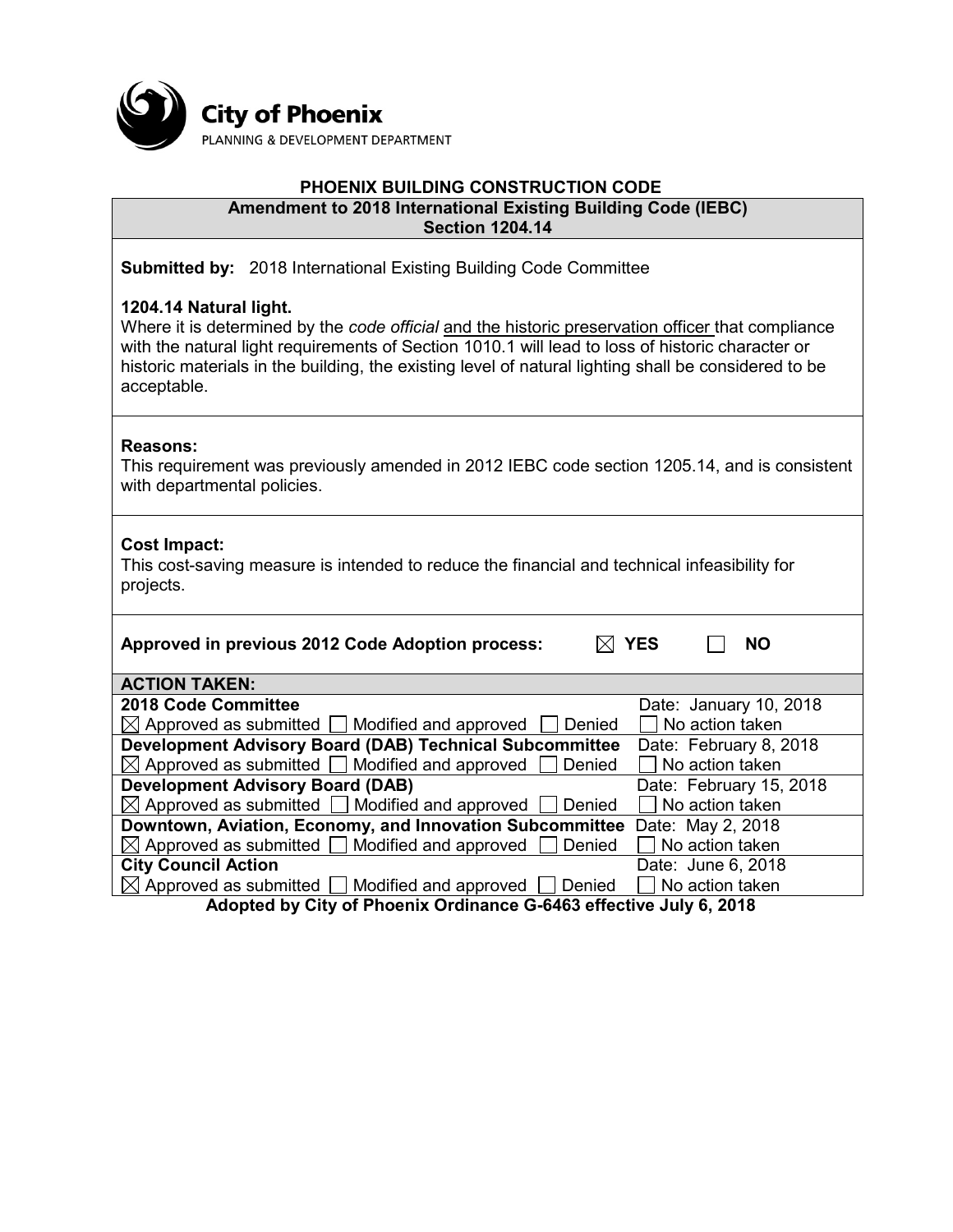**City of Phoenix**
PLANNING & DEVELOPMENT DEPARTMENT

# PHOENIX BUILDING CONSTRUCTION CODE

## Amendment to 2018 International Existing Building Code (IEBC) Section 1204.14

**Submitted by:** 2018 International Existing Building Code Committee

**1204.14 Natural light.**
Where it is determined by the *code official* <u>and the historic preservation officer</u> that compliance with the natural light requirements of Section 1010.1 will lead to loss of historic character or historic materials in the building, the existing level of natural lighting shall be considered to be acceptable.

**Reasons:**
This requirement was previously amended in 2012 IEBC code section 1205.14, and is consistent with departmental policies.

**Cost Impact:**
This cost-saving measure is intended to reduce the financial and technical infeasibility for projects.

**Approved in previous 2012 Code Adoption process:** ☒ **YES** ☐ **NO**

**ACTION TAKEN:**

| | |
|---|---|
| **2018 Code Committee** | Date: January 10, 2018 |
| ☒ Approved as submitted ☐ Modified and approved ☐ Denied | ☐ No action taken |
| **Development Advisory Board (DAB) Technical Subcommittee** | Date: February 8, 2018 |
| ☒ Approved as submitted ☐ Modified and approved ☐ Denied | ☐ No action taken |
| **Development Advisory Board (DAB)** | Date: February 15, 2018 |
| ☒ Approved as submitted ☐ Modified and approved ☐ Denied | ☐ No action taken |
| **Downtown, Aviation, Economy, and Innovation Subcommittee** | Date: May 2, 2018 |
| ☒ Approved as submitted ☐ Modified and approved ☐ Denied | ☐ No action taken |
| **City Council Action** | Date: June 6, 2018 |
| ☒ Approved as submitted ☐ Modified and approved ☐ Denied | ☐ No action taken |

**Adopted by City of Phoenix Ordinance G-6463 effective July 6, 2018**